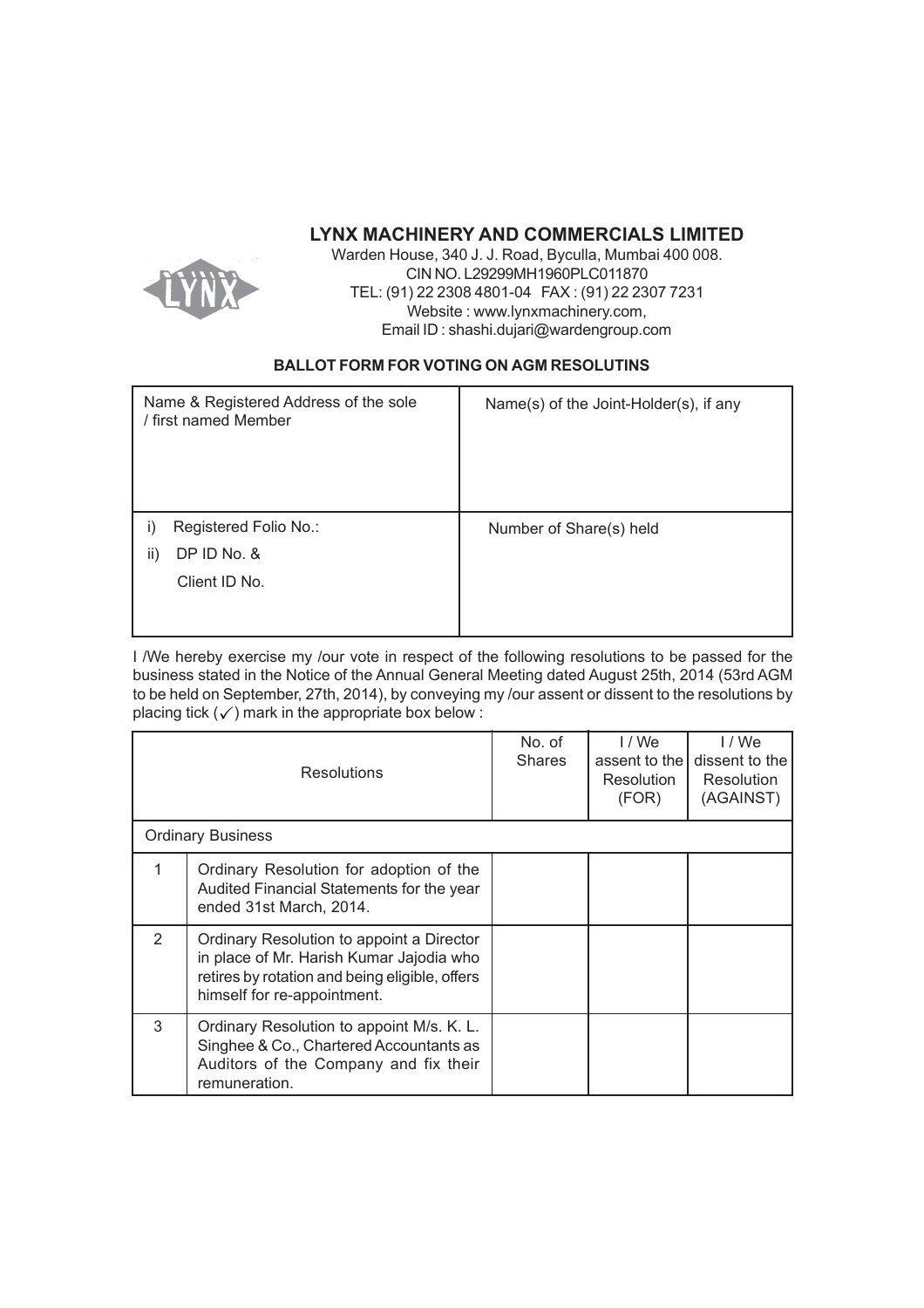# LYNX MACHINERY AND COMMERCIALS LIMITED

Warden House, 340 J. J. Road, Byculla, Mumbai 400 008.
CIN NO. L29299MH1960PLC011870
TEL: (91) 22 2308 4801-04 FAX : (91) 22 2307 7231
Website : www.lynxmachinery.com,
Email ID : shashi.dujari@wardengroup.com

## BALLOT FORM FOR VOTING ON AGM RESOLUTINS

| Name & Registered Address of the sole / first named Member | Name(s) of the Joint-Holder(s), if any |
|---|---|
| i) Registered Folio No.:<br>ii) DP ID No. &<br>Client ID No. | Number of Share(s) held |

I /We hereby exercise my /our vote in respect of the following resolutions to be passed for the business stated in the Notice of the Annual General Meeting dated August 25th, 2014 (53rd AGM to be held on September, 27th, 2014), by conveying my /our assent or dissent to the resolutions by placing tick (✓) mark in the appropriate box below :

| | Resolutions | No. of Shares | I / We assent to the Resolution (FOR) | I / We dissent to the Resolution (AGAINST) |
|---|---|---|---|---|
| Ordinary Business | | | | |
| 1 | Ordinary Resolution for adoption of the Audited Financial Statements for the year ended 31st March, 2014. | | | |
| 2 | Ordinary Resolution to appoint a Director in place of Mr. Harish Kumar Jajodia who retires by rotation and being eligible, offers himself for re-appointment. | | | |
| 3 | Ordinary Resolution to appoint M/s. K. L. Singhee & Co., Chartered Accountants as Auditors of the Company and fix their remuneration. | | | |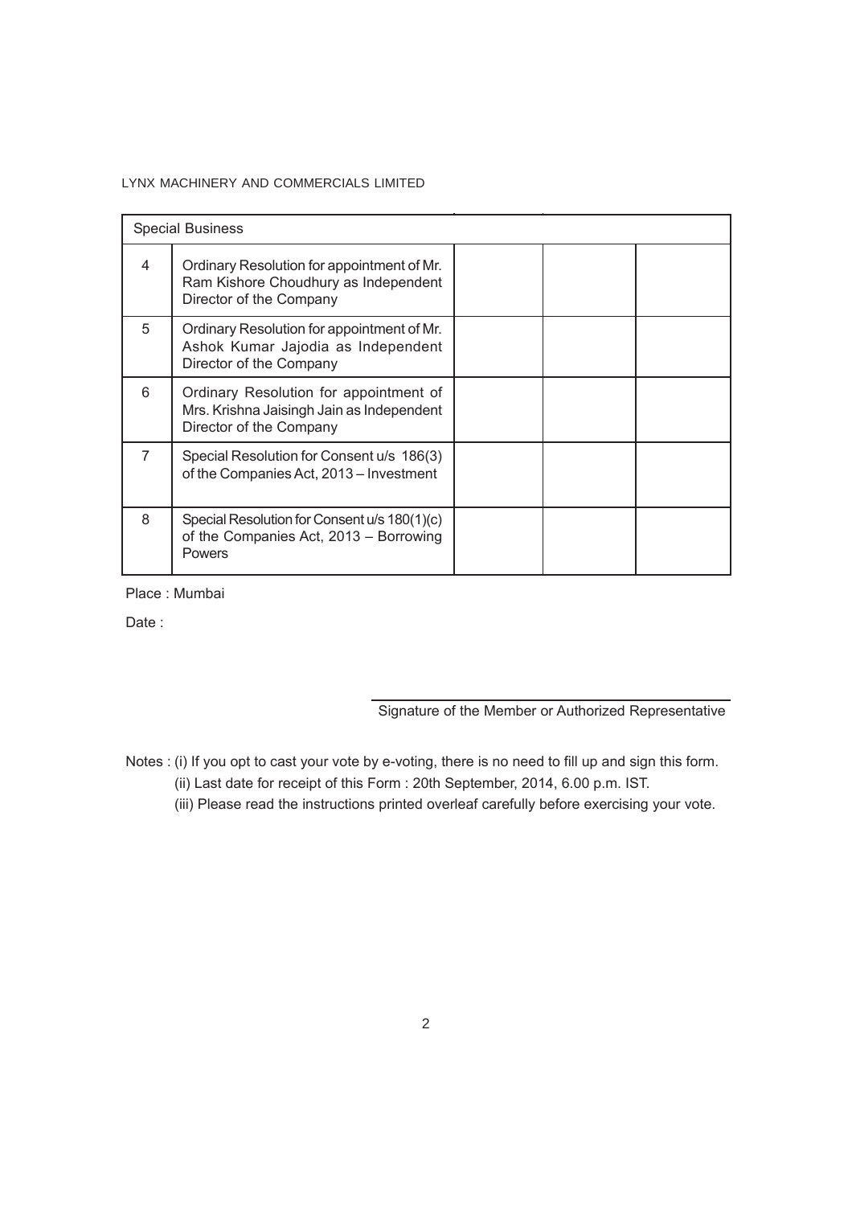| Special Business | | | | |
|---|---|---|---|---|
| 4 | Ordinary Resolution for appointment of Mr. Ram Kishore Choudhury as Independent Director of the Company | | | |
| 5 | Ordinary Resolution for appointment of Mr. Ashok Kumar Jajodia as Independent Director of the Company | | | |
| 6 | Ordinary Resolution for appointment of Mrs. Krishna Jaisingh Jain as Independent Director of the Company | | | |
| 7 | Special Resolution for Consent u/s 186(3) of the Companies Act, 2013 – Investment | | | |
| 8 | Special Resolution for Consent u/s 180(1)(c) of the Companies Act, 2013 – Borrowing Powers | | | |

Place : Mumbai

Date :

Signature of the Member or Authorized Representative

Notes : (i) If you opt to cast your vote by e-voting, there is no need to fill up and sign this form.

(ii) Last date for receipt of this Form : 20th September, 2014, 6.00 p.m. IST.

(iii) Please read the instructions printed overleaf carefully before exercising your vote.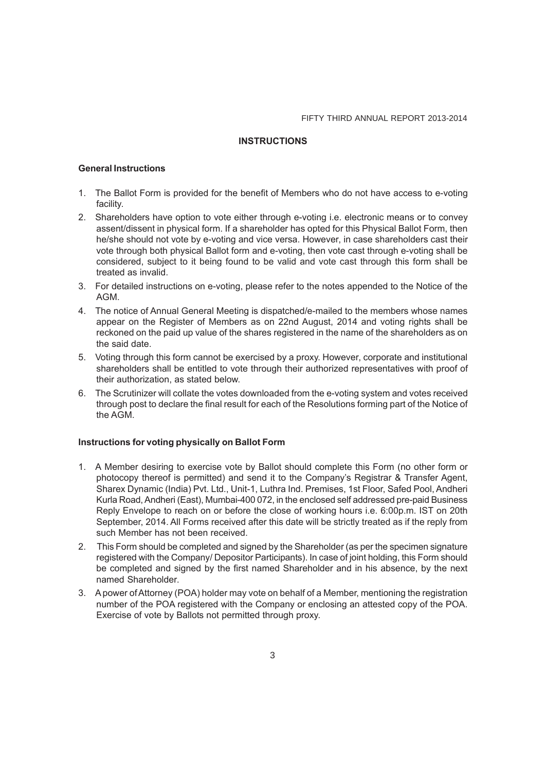## INSTRUCTIONS

### General Instructions

1. The Ballot Form is provided for the benefit of Members who do not have access to e-voting facility.
2. Shareholders have option to vote either through e-voting i.e. electronic means or to convey assent/dissent in physical form. If a shareholder has opted for this Physical Ballot Form, then he/she should not vote by e-voting and vice versa. However, in case shareholders cast their vote through both physical Ballot form and e-voting, then vote cast through e-voting shall be considered, subject to it being found to be valid and vote cast through this form shall be treated as invalid.
3. For detailed instructions on e-voting, please refer to the notes appended to the Notice of the AGM.
4. The notice of Annual General Meeting is dispatched/e-mailed to the members whose names appear on the Register of Members as on 22nd August, 2014 and voting rights shall be reckoned on the paid up value of the shares registered in the name of the shareholders as on the said date.
5. Voting through this form cannot be exercised by a proxy. However, corporate and institutional shareholders shall be entitled to vote through their authorized representatives with proof of their authorization, as stated below.
6. The Scrutinizer will collate the votes downloaded from the e-voting system and votes received through post to declare the final result for each of the Resolutions forming part of the Notice of the AGM.

### Instructions for voting physically on Ballot Form

1. A Member desiring to exercise vote by Ballot should complete this Form (no other form or photocopy thereof is permitted) and send it to the Company's Registrar & Transfer Agent, Sharex Dynamic (India) Pvt. Ltd., Unit-1, Luthra Ind. Premises, 1st Floor, Safed Pool, Andheri Kurla Road, Andheri (East), Mumbai-400 072, in the enclosed self addressed pre-paid Business Reply Envelope to reach on or before the close of working hours i.e. 6:00p.m. IST on 20th September, 2014. All Forms received after this date will be strictly treated as if the reply from such Member has not been received.
2. This Form should be completed and signed by the Shareholder (as per the specimen signature registered with the Company/ Depositor Participants). In case of joint holding, this Form should be completed and signed by the first named Shareholder and in his absence, by the next named Shareholder.
3. A power of Attorney (POA) holder may vote on behalf of a Member, mentioning the registration number of the POA registered with the Company or enclosing an attested copy of the POA. Exercise of vote by Ballots not permitted through proxy.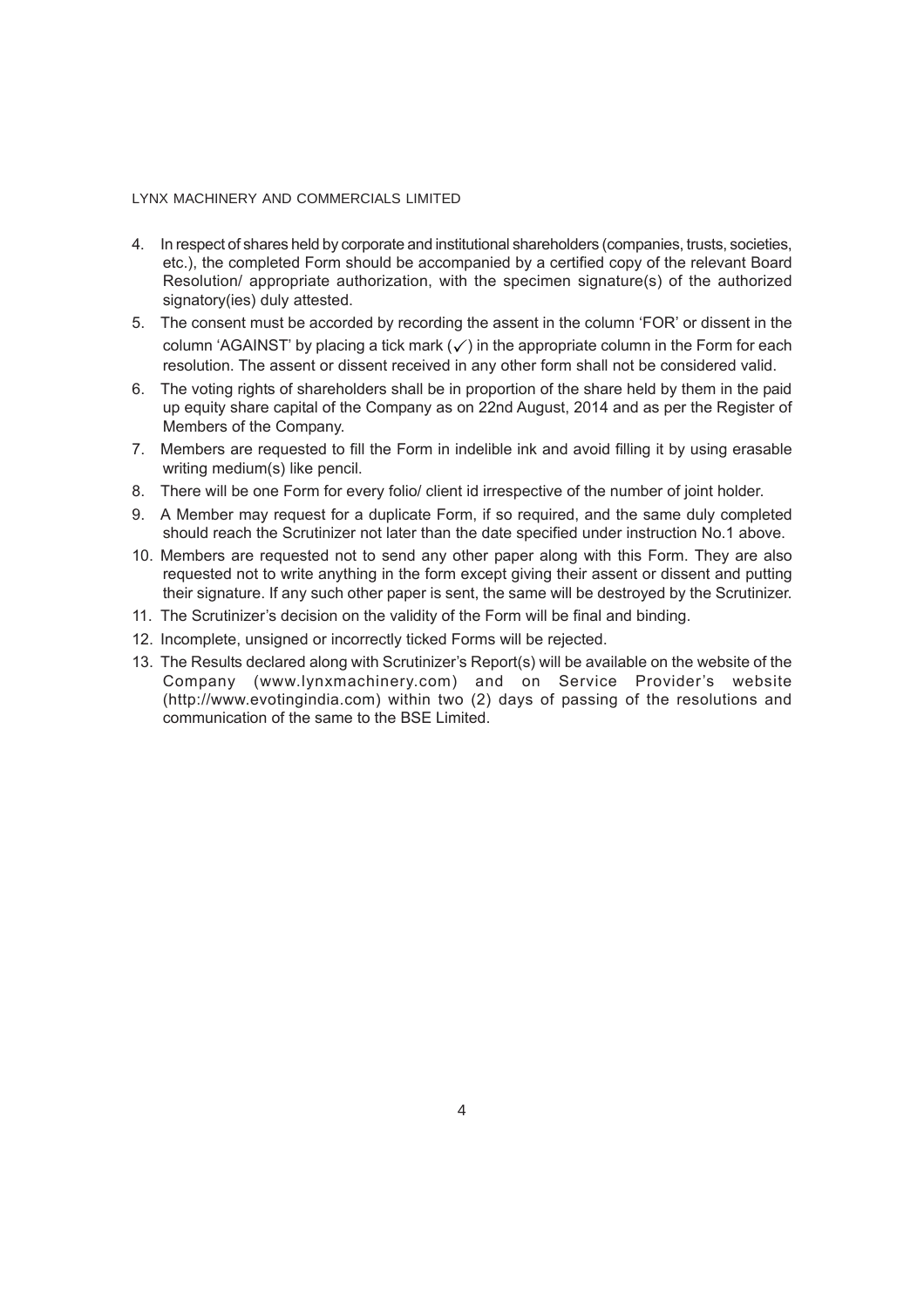4. In respect of shares held by corporate and institutional shareholders (companies, trusts, societies, etc.), the completed Form should be accompanied by a certified copy of the relevant Board Resolution/ appropriate authorization, with the specimen signature(s) of the authorized signatory(ies) duly attested.
5. The consent must be accorded by recording the assent in the column 'FOR' or dissent in the column 'AGAINST' by placing a tick mark (✓) in the appropriate column in the Form for each resolution. The assent or dissent received in any other form shall not be considered valid.
6. The voting rights of shareholders shall be in proportion of the share held by them in the paid up equity share capital of the Company as on 22nd August, 2014 and as per the Register of Members of the Company.
7. Members are requested to fill the Form in indelible ink and avoid filling it by using erasable writing medium(s) like pencil.
8. There will be one Form for every folio/ client id irrespective of the number of joint holder.
9. A Member may request for a duplicate Form, if so required, and the same duly completed should reach the Scrutinizer not later than the date specified under instruction No.1 above.
10. Members are requested not to send any other paper along with this Form. They are also requested not to write anything in the form except giving their assent or dissent and putting their signature. If any such other paper is sent, the same will be destroyed by the Scrutinizer.
11. The Scrutinizer's decision on the validity of the Form will be final and binding.
12. Incomplete, unsigned or incorrectly ticked Forms will be rejected.
13. The Results declared along with Scrutinizer's Report(s) will be available on the website of the Company (www.lynxmachinery.com) and on Service Provider's website (http://www.evotingindia.com) within two (2) days of passing of the resolutions and communication of the same to the BSE Limited.